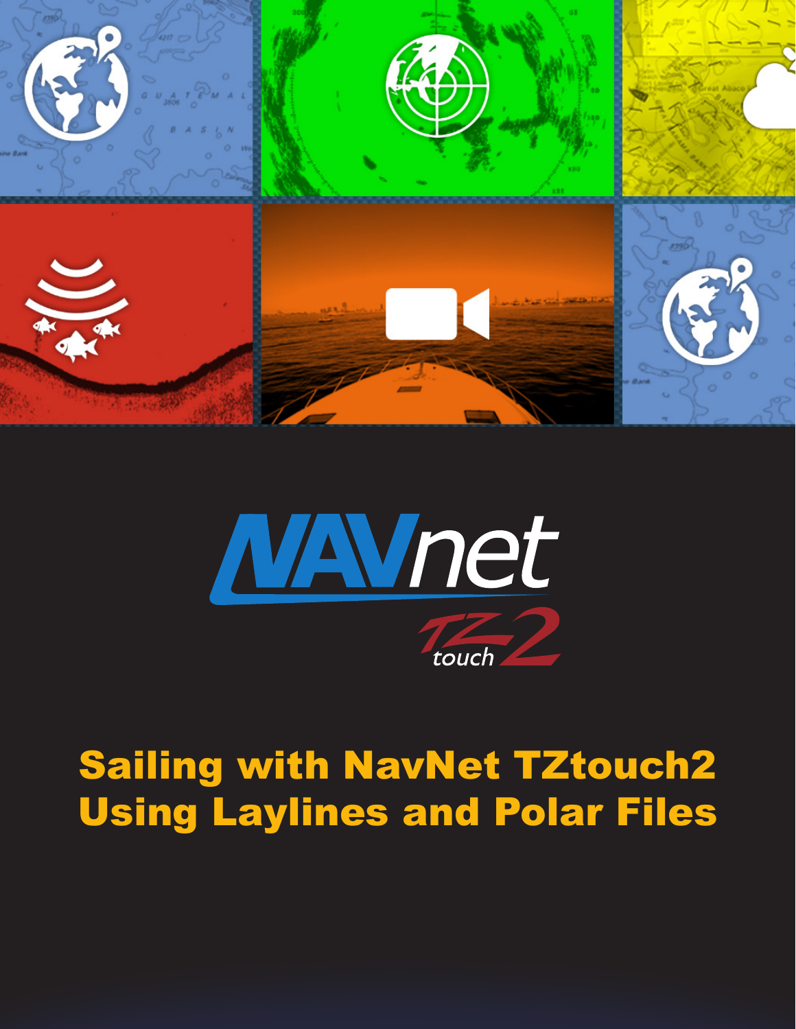NAVnet TZtouch2

# Sailing with NavNet TZtouch2 Using Laylines and Polar Files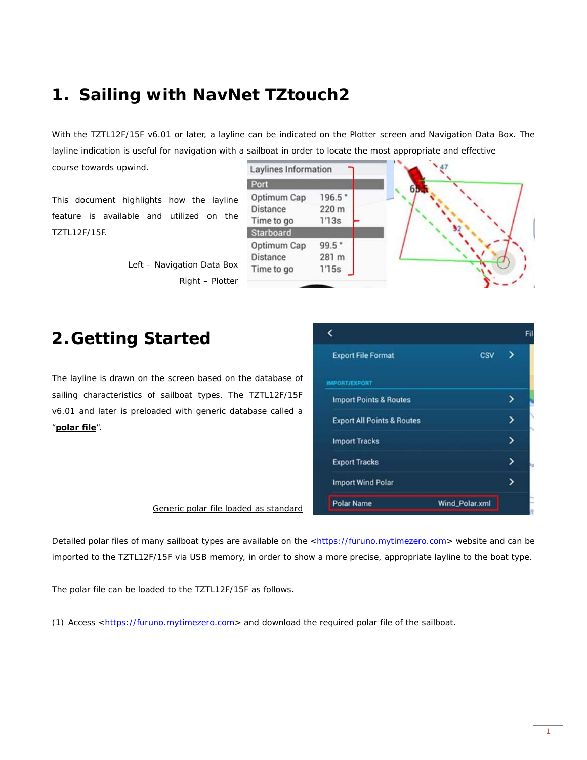# 1. Sailing with NavNet TZtouch2

With the TZTL12F/15F v6.01 or later, a layline can be indicated on the Plotter screen and Navigation Data Box. The layline indication is useful for navigation with a sailboat in order to locate the most appropriate and effective course towards upwind.

This document highlights how the layline feature is available and utilized on the TZTL12F/15F.

Left – Navigation Data Box

Right – Plotter

# 2. Getting Started

The layline is drawn on the screen based on the database of sailing characteristics of sailboat types. The TZTL12F/15F v6.01 and later is preloaded with generic database called a "**polar file**".

Generic polar file loaded as standard

Detailed polar files of many sailboat types are available on the <https://furuno.mytimezero.com> website and can be imported to the TZTL12F/15F via USB memory, in order to show a more precise, appropriate layline to the boat type.

The polar file can be loaded to the TZTL12F/15F as follows.

(1) Access <https://furuno.mytimezero.com> and download the required polar file of the sailboat.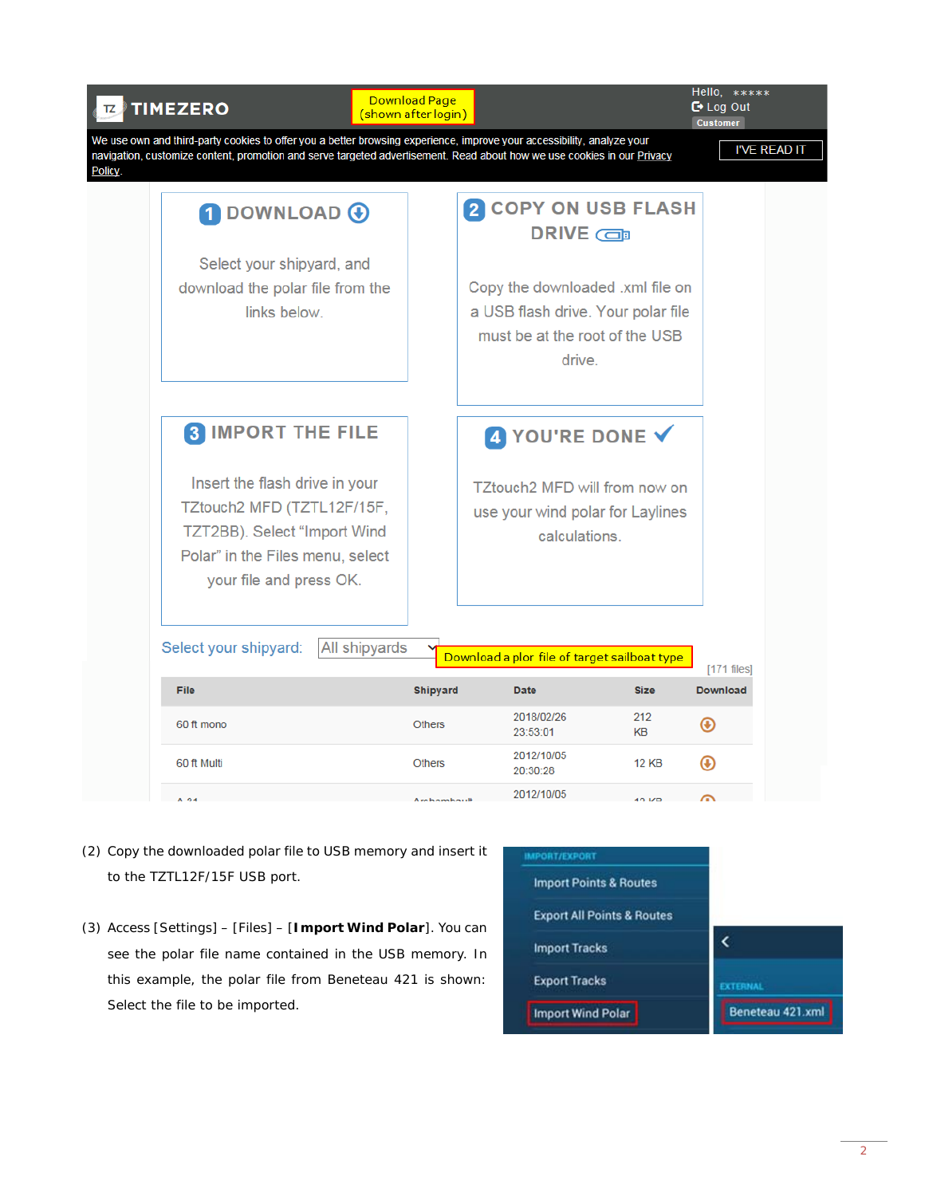TIMEZERO

Download Page
(shown after login)

Hello, *****
Log Out
Customer

We use own and third-party cookies to offer you a better browsing experience, improve your accessibility, analyze your navigation, customize content, promotion and serve targeted advertisement. Read about how we use cookies in our Privacy Policy.

I'VE READ IT

## 1 DOWNLOAD

Select your shipyard, and download the polar file from the links below.

## 2 COPY ON USB FLASH DRIVE

Copy the downloaded .xml file on a USB flash drive. Your polar file must be at the root of the USB drive.

## 3 IMPORT THE FILE

Insert the flash drive in your TZtouch2 MFD (TZTL12F/15F, TZT2BB). Select “Import Wind Polar” in the Files menu, select your file and press OK.

## 4 YOU'RE DONE

TZtouch2 MFD will from now on use your wind polar for Laylines calculations.

Select your shipyard: All shipyards

Download a plor file of target sailboat type

[171 files]

| File | Shipyard | Date | Size | Download |
|---|---|---|---|---|
| 60 ft mono | Others | 2018/02/26 23:53:01 | 212 KB | |
| 60 ft Multi | Others | 2012/10/05 20:30:28 | 12 KB | |
| A 31 | Archambault | 2012/10/05 | 12 KB | |

(2) Copy the downloaded polar file to USB memory and insert it to the TZTL12F/15F USB port.

(3) Access [Settings] – [Files] – [**Import Wind Polar**]. You can see the polar file name contained in the USB memory. In this example, the polar file from Beneteau 421 is shown: Select the file to be imported.

IMPORT/EXPORT
Import Points & Routes
Export All Points & Routes
Import Tracks
Export Tracks
Import Wind Polar

EXTERNAL
Beneteau 421.xml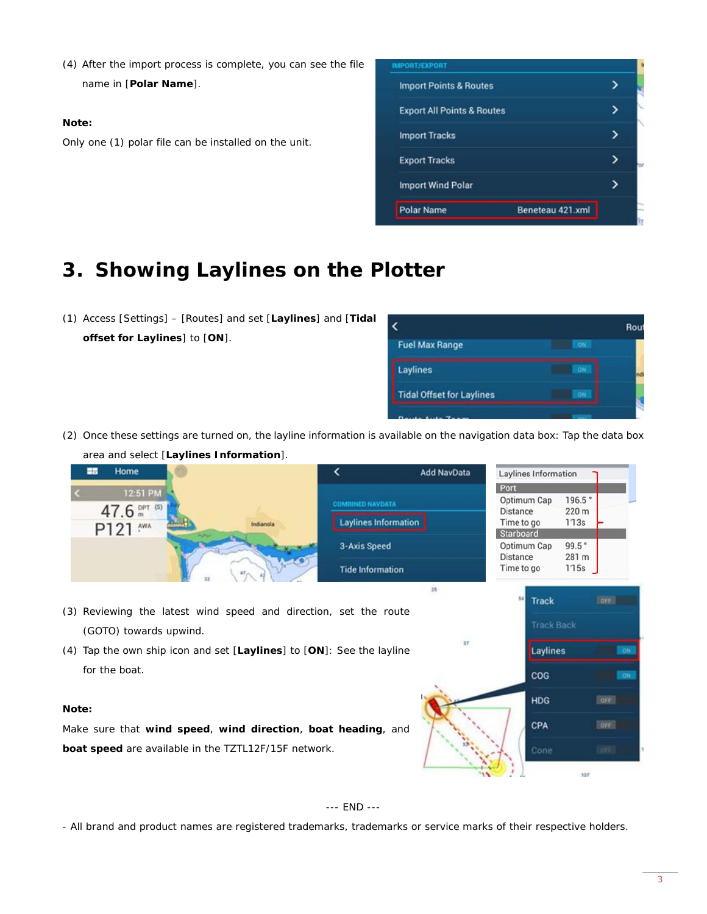(4) After the import process is complete, you can see the file name in [**Polar Name**].

**Note:**

Only one (1) polar file can be installed on the unit.

# 3. Showing Laylines on the Plotter

(1) Access [Settings] – [Routes] and set [**Laylines**] and [**Tidal offset for Laylines**] to [**ON**].

(2) Once these settings are turned on, the layline information is available on the navigation data box: Tap the data box area and select [**Laylines Information**].

(3) Reviewing the latest wind speed and direction, set the route (GOTO) towards upwind.

(4) Tap the own ship icon and set [**Laylines**] to [**ON**]: See the layline for the boat.

**Note:**

Make sure that **wind speed**, **wind direction**, **boat heading**, and **boat speed** are available in the TZTL12F/15F network.

--- END ---

- All brand and product names are registered trademarks, trademarks or service marks of their respective holders.